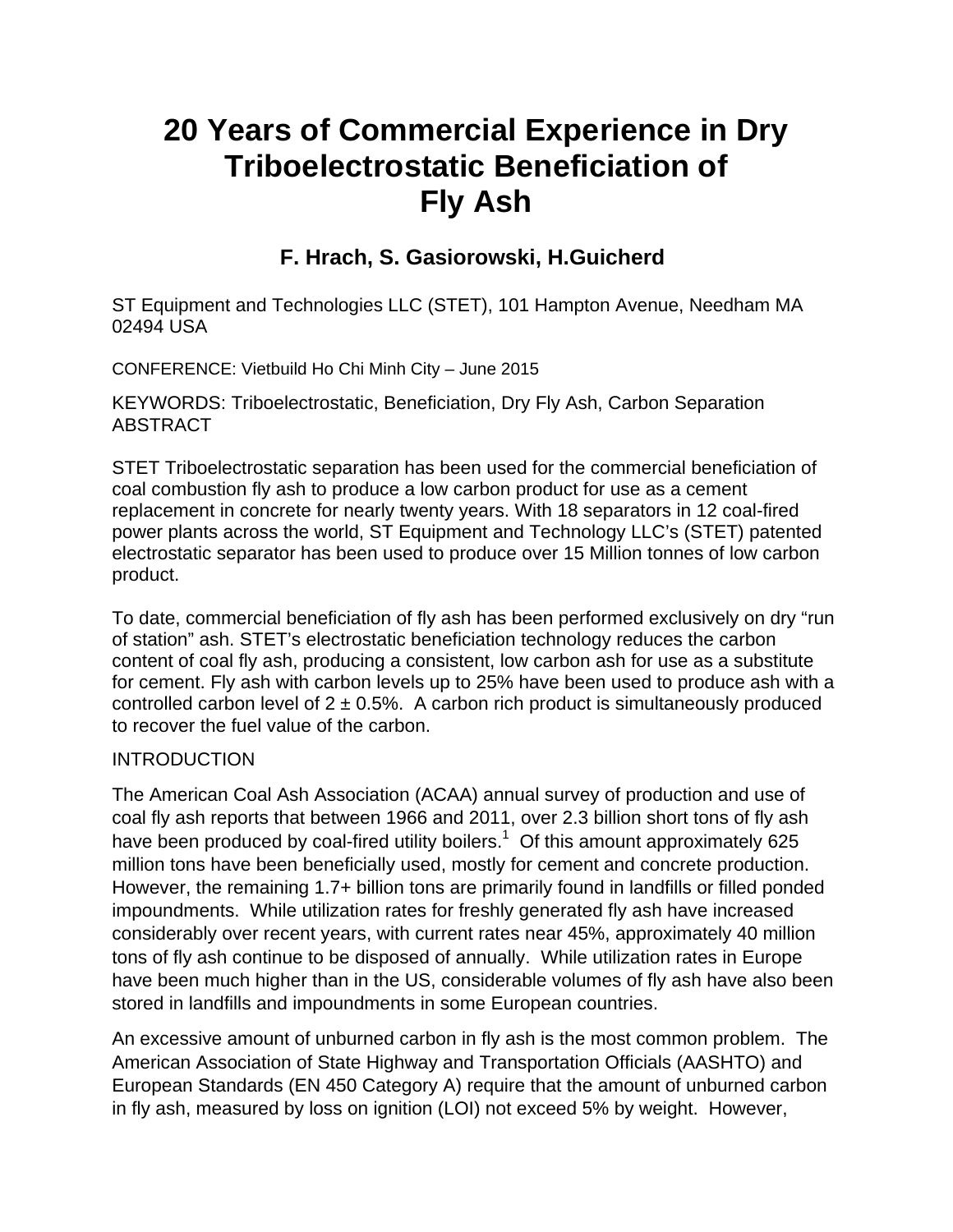# 20 Years of Commercial Experience in Dry Triboelectrostatic Beneficiation of Fly Ash

## F. Hrach, S. Gasiorowski, H.Guicherd

ST Equipment and Technologies LLC (STET), 101 Hampton Avenue, Needham MA 02494 USA

CONFERENCE: Vietbuild Ho Chi Minh City – June 2015

KEYWORDS: Triboelectrostatic, Beneficiation, Dry Fly Ash, Carbon Separation

ABSTRACT

STET Triboelectrostatic separation has been used for the commercial beneficiation of coal combustion fly ash to produce a low carbon product for use as a cement replacement in concrete for nearly twenty years. With 18 separators in 12 coal-fired power plants across the world, ST Equipment and Technology LLC's (STET) patented electrostatic separator has been used to produce over 15 Million tonnes of low carbon product.

To date, commercial beneficiation of fly ash has been performed exclusively on dry "run of station" ash. STET's electrostatic beneficiation technology reduces the carbon content of coal fly ash, producing a consistent, low carbon ash for use as a substitute for cement. Fly ash with carbon levels up to 25% have been used to produce ash with a controlled carbon level of 2 ± 0.5%. A carbon rich product is simultaneously produced to recover the fuel value of the carbon.

INTRODUCTION

The American Coal Ash Association (ACAA) annual survey of production and use of coal fly ash reports that between 1966 and 2011, over 2.3 billion short tons of fly ash have been produced by coal-fired utility boilers.[1] Of this amount approximately 625 million tons have been beneficially used, mostly for cement and concrete production. However, the remaining 1.7+ billion tons are primarily found in landfills or filled ponded impoundments. While utilization rates for freshly generated fly ash have increased considerably over recent years, with current rates near 45%, approximately 40 million tons of fly ash continue to be disposed of annually. While utilization rates in Europe have been much higher than in the US, considerable volumes of fly ash have also been stored in landfills and impoundments in some European countries.

An excessive amount of unburned carbon in fly ash is the most common problem. The American Association of State Highway and Transportation Officials (AASHTO) and European Standards (EN 450 Category A) require that the amount of unburned carbon in fly ash, measured by loss on ignition (LOI) not exceed 5% by weight. However,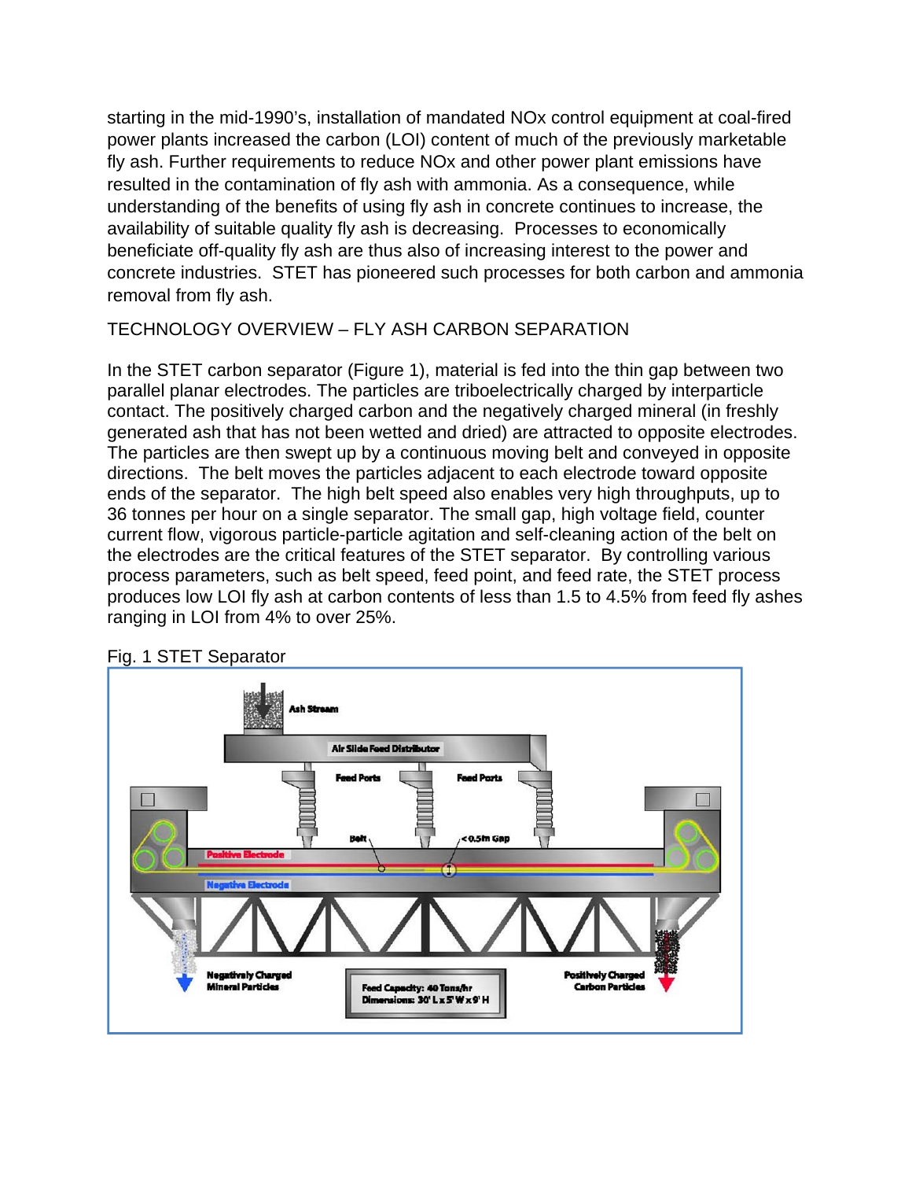starting in the mid-1990's, installation of mandated NOx control equipment at coal-fired power plants increased the carbon (LOI) content of much of the previously marketable fly ash. Further requirements to reduce NOx and other power plant emissions have resulted in the contamination of fly ash with ammonia. As a consequence, while understanding of the benefits of using fly ash in concrete continues to increase, the availability of suitable quality fly ash is decreasing. Processes to economically beneficiate off-quality fly ash are thus also of increasing interest to the power and concrete industries. STET has pioneered such processes for both carbon and ammonia removal from fly ash.

## TECHNOLOGY OVERVIEW – FLY ASH CARBON SEPARATION

In the STET carbon separator (Figure 1), material is fed into the thin gap between two parallel planar electrodes. The particles are triboelectrically charged by interparticle contact. The positively charged carbon and the negatively charged mineral (in freshly generated ash that has not been wetted and dried) are attracted to opposite electrodes. The particles are then swept up by a continuous moving belt and conveyed in opposite directions. The belt moves the particles adjacent to each electrode toward opposite ends of the separator. The high belt speed also enables very high throughputs, up to 36 tonnes per hour on a single separator. The small gap, high voltage field, counter current flow, vigorous particle-particle agitation and self-cleaning action of the belt on the electrodes are the critical features of the STET separator. By controlling various process parameters, such as belt speed, feed point, and feed rate, the STET process produces low LOI fly ash at carbon contents of less than 1.5 to 4.5% from feed fly ashes ranging in LOI from 4% to over 25%.

Fig. 1 STET Separator

Ash Stream

Air Slide Feed Distributor

Feed Ports

Feed Ports

Belt

<0.5in Gap

Positive Electrode

Negative Electrode

Negatively Charged Mineral Particles

Feed Capacity: 40 Tons/hr
Dimensions: 30' L x 5' W x 9' H

Positively Charged Carbon Particles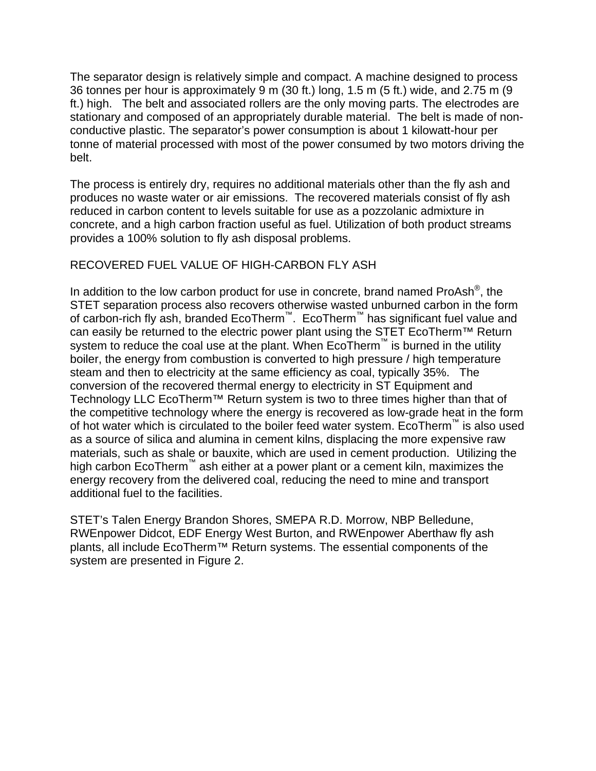The separator design is relatively simple and compact. A machine designed to process 36 tonnes per hour is approximately 9 m (30 ft.) long, 1.5 m (5 ft.) wide, and 2.75 m (9 ft.) high. The belt and associated rollers are the only moving parts. The electrodes are stationary and composed of an appropriately durable material. The belt is made of non-conductive plastic. The separator's power consumption is about 1 kilowatt-hour per tonne of material processed with most of the power consumed by two motors driving the belt.

The process is entirely dry, requires no additional materials other than the fly ash and produces no waste water or air emissions. The recovered materials consist of fly ash reduced in carbon content to levels suitable for use as a pozzolanic admixture in concrete, and a high carbon fraction useful as fuel. Utilization of both product streams provides a 100% solution to fly ash disposal problems.

## RECOVERED FUEL VALUE OF HIGH-CARBON FLY ASH

In addition to the low carbon product for use in concrete, brand named ProAsh®, the STET separation process also recovers otherwise wasted unburned carbon in the form of carbon-rich fly ash, branded EcoTherm™. EcoTherm™ has significant fuel value and can easily be returned to the electric power plant using the STET EcoTherm™ Return system to reduce the coal use at the plant. When EcoTherm™ is burned in the utility boiler, the energy from combustion is converted to high pressure / high temperature steam and then to electricity at the same efficiency as coal, typically 35%. The conversion of the recovered thermal energy to electricity in ST Equipment and Technology LLC EcoTherm™ Return system is two to three times higher than that of the competitive technology where the energy is recovered as low-grade heat in the form of hot water which is circulated to the boiler feed water system. EcoTherm™ is also used as a source of silica and alumina in cement kilns, displacing the more expensive raw materials, such as shale or bauxite, which are used in cement production. Utilizing the high carbon EcoTherm™ ash either at a power plant or a cement kiln, maximizes the energy recovery from the delivered coal, reducing the need to mine and transport additional fuel to the facilities.

STET's Talen Energy Brandon Shores, SMEPA R.D. Morrow, NBP Belledune, RWEnpower Didcot, EDF Energy West Burton, and RWEnpower Aberthaw fly ash plants, all include EcoTherm™ Return systems. The essential components of the system are presented in Figure 2.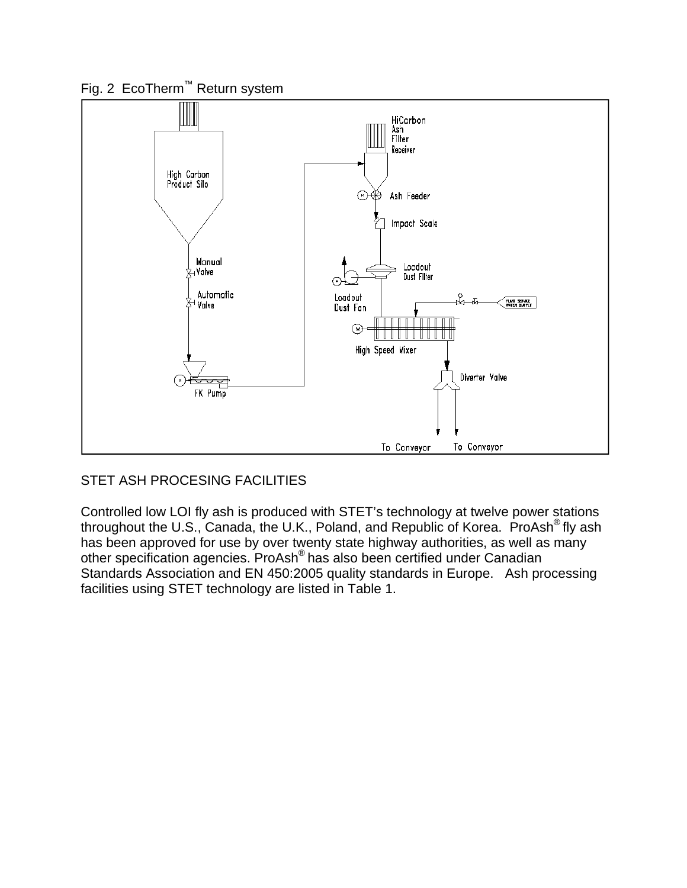Fig. 2 EcoTherm™ Return system

High Carbon Product Silo

Manual Valve

Automatic Valve

FK Pump

HiCarbon Ash Filter Receiver

Ash Feeder

Impact Scale

Loadout Dust Filter

Loadout Dust Fan

PLANT SERVICE WATER SUPPLY

High Speed Mixer

Diverter Valve

To Conveyor

To Conveyor

STET ASH PROCESING FACILITIES

Controlled low LOI fly ash is produced with STET's technology at twelve power stations throughout the U.S., Canada, the U.K., Poland, and Republic of Korea. ProAsh® fly ash has been approved for use by over twenty state highway authorities, as well as many other specification agencies. ProAsh® has also been certified under Canadian Standards Association and EN 450:2005 quality standards in Europe. Ash processing facilities using STET technology are listed in Table 1.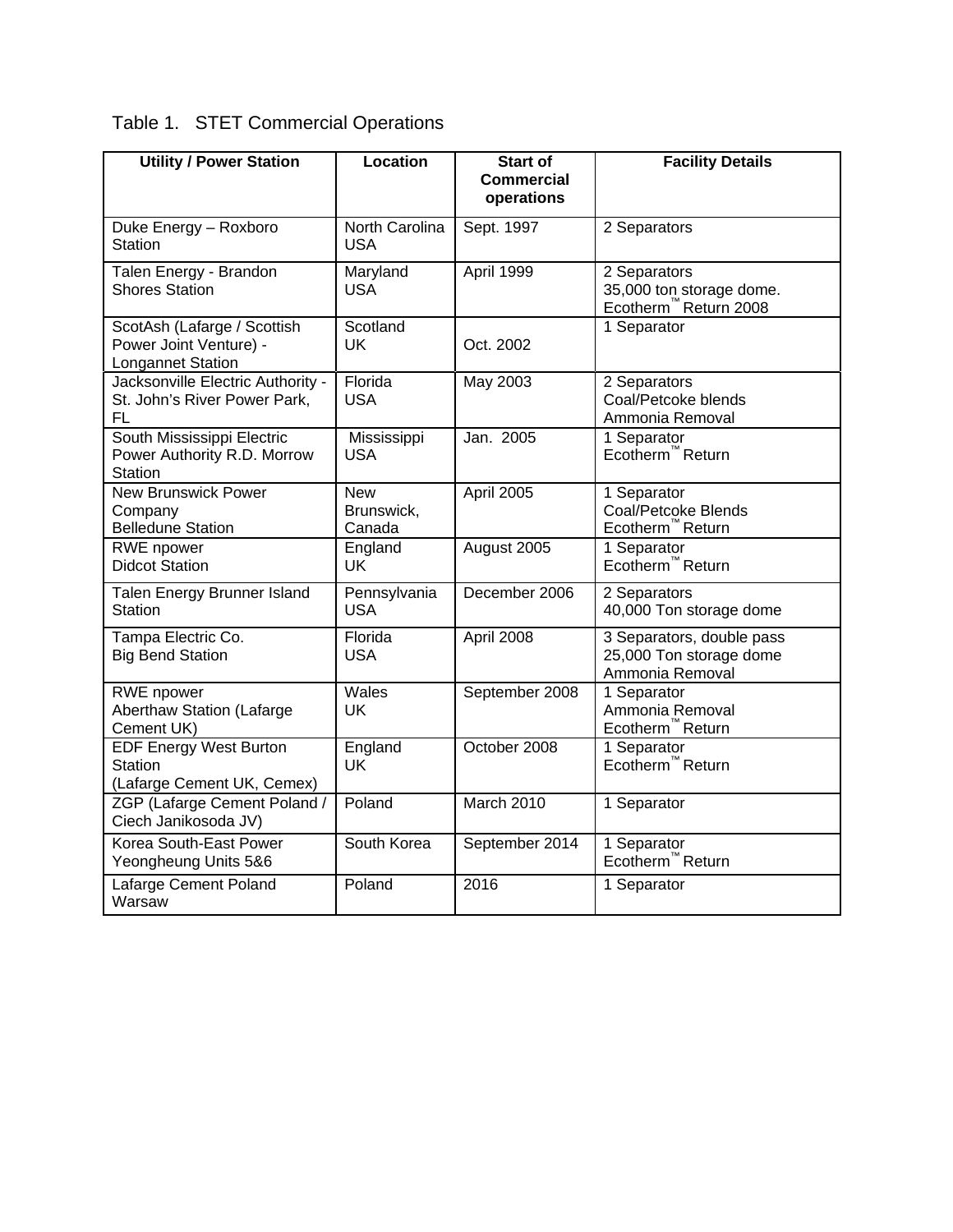Table 1. STET Commercial Operations

| Utility / Power Station | Location | Start of Commercial operations | Facility Details |
|---|---|---|---|
| Duke Energy – Roxboro Station | North Carolina USA | Sept. 1997 | 2 Separators |
| Talen Energy - Brandon Shores Station | Maryland USA | April 1999 | 2 Separators<br>35,000 ton storage dome.<br>Ecotherm™ Return 2008 |
| ScotAsh (Lafarge / Scottish Power Joint Venture) - Longannet Station | Scotland UK | Oct. 2002 | 1 Separator |
| Jacksonville Electric Authority - St. John's River Power Park, FL | Florida USA | May 2003 | 2 Separators<br>Coal/Petcoke blends<br>Ammonia Removal |
| South Mississippi Electric Power Authority R.D. Morrow Station | Mississippi USA | Jan. 2005 | 1 Separator<br>Ecotherm™ Return |
| New Brunswick Power Company Belledune Station | New Brunswick, Canada | April 2005 | 1 Separator<br>Coal/Petcoke Blends<br>Ecotherm™ Return |
| RWE npower Didcot Station | England UK | August 2005 | 1 Separator<br>Ecotherm™ Return |
| Talen Energy Brunner Island Station | Pennsylvania USA | December 2006 | 2 Separators<br>40,000 Ton storage dome |
| Tampa Electric Co. Big Bend Station | Florida USA | April 2008 | 3 Separators, double pass<br>25,000 Ton storage dome<br>Ammonia Removal |
| RWE npower Aberthaw Station (Lafarge Cement UK) | Wales UK | September 2008 | 1 Separator<br>Ammonia Removal<br>Ecotherm™ Return |
| EDF Energy West Burton Station (Lafarge Cement UK, Cemex) | England UK | October 2008 | 1 Separator<br>Ecotherm™ Return |
| ZGP (Lafarge Cement Poland / Ciech Janikosoda JV) | Poland | March 2010 | 1 Separator |
| Korea South-East Power Yeongheung Units 5&6 | South Korea | September 2014 | 1 Separator<br>Ecotherm™ Return |
| Lafarge Cement Poland Warsaw | Poland | 2016 | 1 Separator |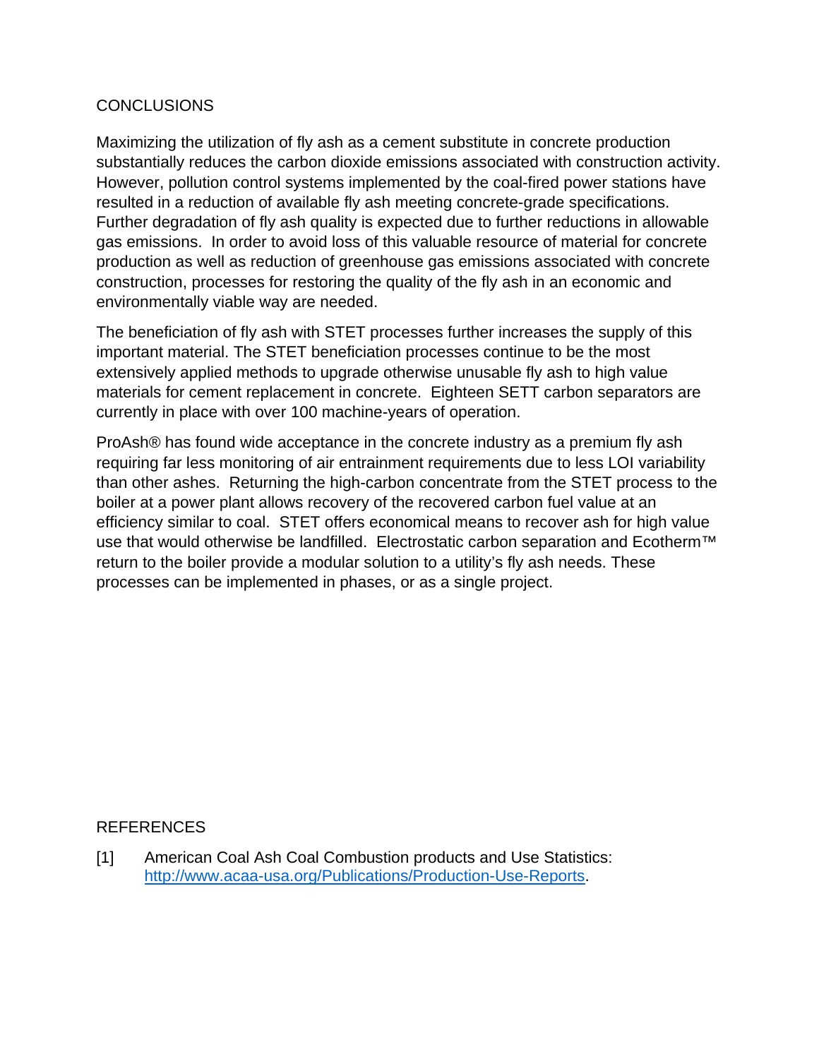## CONCLUSIONS

Maximizing the utilization of fly ash as a cement substitute in concrete production substantially reduces the carbon dioxide emissions associated with construction activity. However, pollution control systems implemented by the coal-fired power stations have resulted in a reduction of available fly ash meeting concrete-grade specifications. Further degradation of fly ash quality is expected due to further reductions in allowable gas emissions. In order to avoid loss of this valuable resource of material for concrete production as well as reduction of greenhouse gas emissions associated with concrete construction, processes for restoring the quality of the fly ash in an economic and environmentally viable way are needed.

The beneficiation of fly ash with STET processes further increases the supply of this important material. The STET beneficiation processes continue to be the most extensively applied methods to upgrade otherwise unusable fly ash to high value materials for cement replacement in concrete. Eighteen SETT carbon separators are currently in place with over 100 machine-years of operation.

ProAsh® has found wide acceptance in the concrete industry as a premium fly ash requiring far less monitoring of air entrainment requirements due to less LOI variability than other ashes. Returning the high-carbon concentrate from the STET process to the boiler at a power plant allows recovery of the recovered carbon fuel value at an efficiency similar to coal. STET offers economical means to recover ash for high value use that would otherwise be landfilled. Electrostatic carbon separation and Ecotherm™ return to the boiler provide a modular solution to a utility's fly ash needs. These processes can be implemented in phases, or as a single project.

## REFERENCES

[1] American Coal Ash Coal Combustion products and Use Statistics: http://www.acaa-usa.org/Publications/Production-Use-Reports.